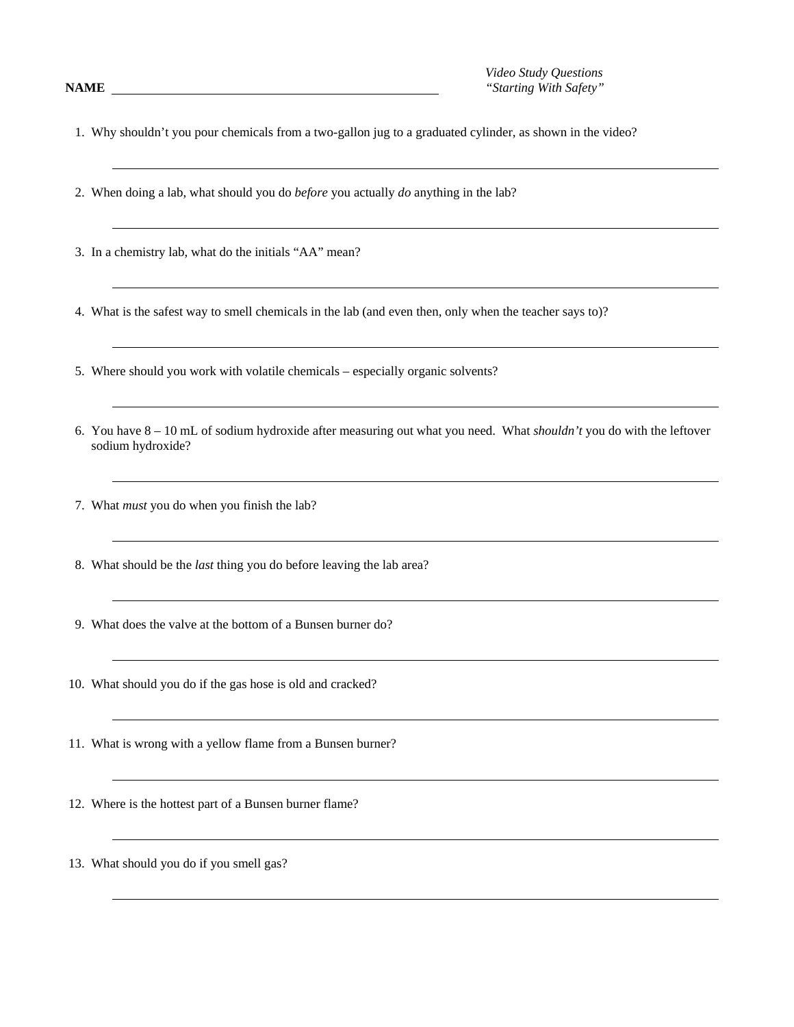**NAME** ____________________________________________

*Video Study Questions*
*"Starting With Safety"*

1. Why shouldn't you pour chemicals from a two-gallon jug to a graduated cylinder, as shown in the video?

   ______________________________________________________________________________

2. When doing a lab, what should you do *before* you actually *do* anything in the lab?

   ______________________________________________________________________________

3. In a chemistry lab, what do the initials "AA" mean?

   ______________________________________________________________________________

4. What is the safest way to smell chemicals in the lab (and even then, only when the teacher says to)?

   ______________________________________________________________________________

5. Where should you work with volatile chemicals – especially organic solvents?

   ______________________________________________________________________________

6. You have 8 – 10 mL of sodium hydroxide after measuring out what you need. What *shouldn't* you do with the leftover sodium hydroxide?

   ______________________________________________________________________________

7. What *must* you do when you finish the lab?

   ______________________________________________________________________________

8. What should be the *last* thing you do before leaving the lab area?

   ______________________________________________________________________________

9. What does the valve at the bottom of a Bunsen burner do?

   ______________________________________________________________________________

10. What should you do if the gas hose is old and cracked?

    ______________________________________________________________________________

11. What is wrong with a yellow flame from a Bunsen burner?

    ______________________________________________________________________________

12. Where is the hottest part of a Bunsen burner flame?

    ______________________________________________________________________________

13. What should you do if you smell gas?

    ______________________________________________________________________________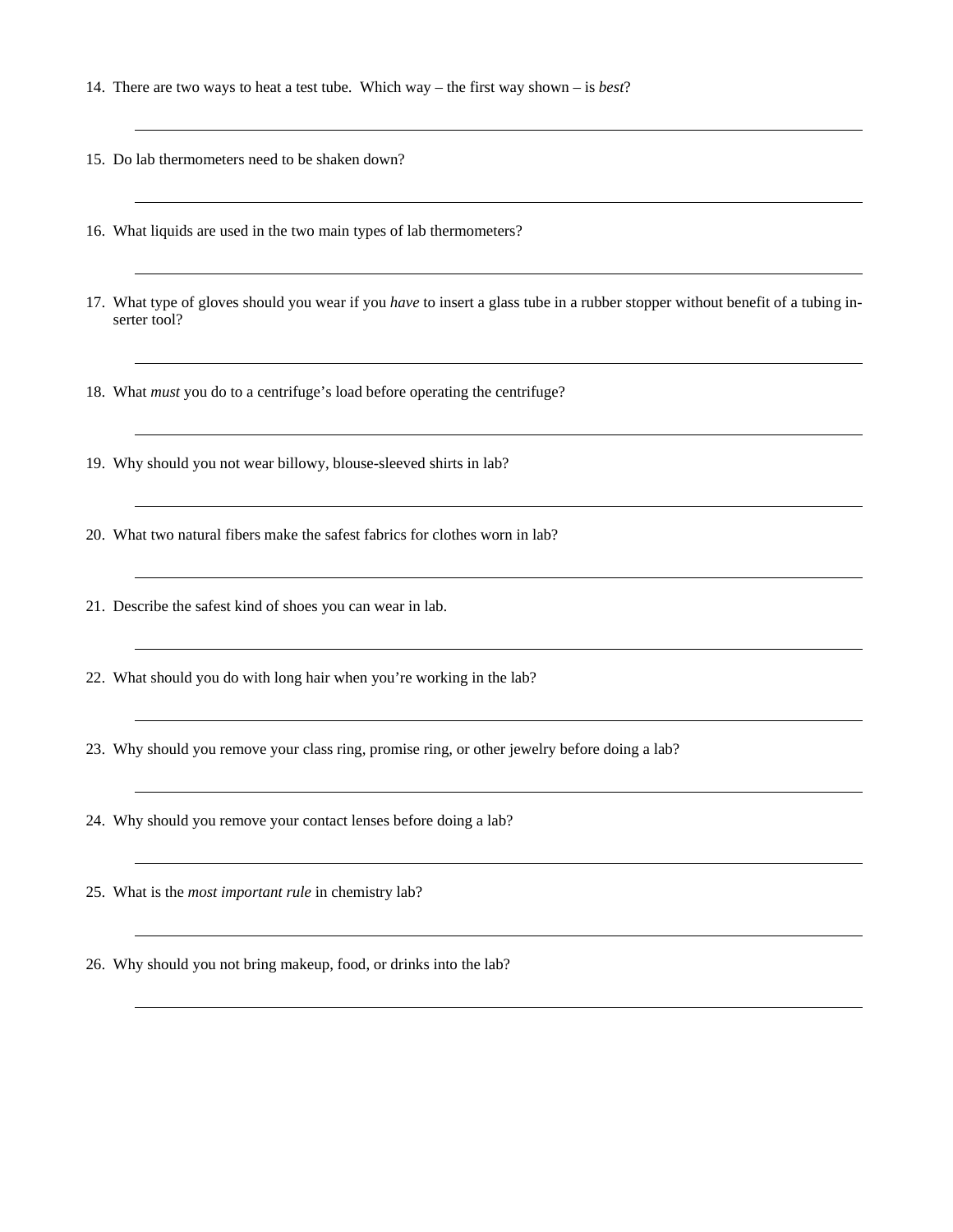14. There are two ways to heat a test tube. Which way – the first way shown – is *best*?

15. Do lab thermometers need to be shaken down?

16. What liquids are used in the two main types of lab thermometers?

17. What type of gloves should you wear if you *have* to insert a glass tube in a rubber stopper without benefit of a tubing inserter tool?

18. What *must* you do to a centrifuge's load before operating the centrifuge?

19. Why should you not wear billowy, blouse-sleeved shirts in lab?

20. What two natural fibers make the safest fabrics for clothes worn in lab?

21. Describe the safest kind of shoes you can wear in lab.

22. What should you do with long hair when you're working in the lab?

23. Why should you remove your class ring, promise ring, or other jewelry before doing a lab?

24. Why should you remove your contact lenses before doing a lab?

25. What is the *most important rule* in chemistry lab?

26. Why should you not bring makeup, food, or drinks into the lab?